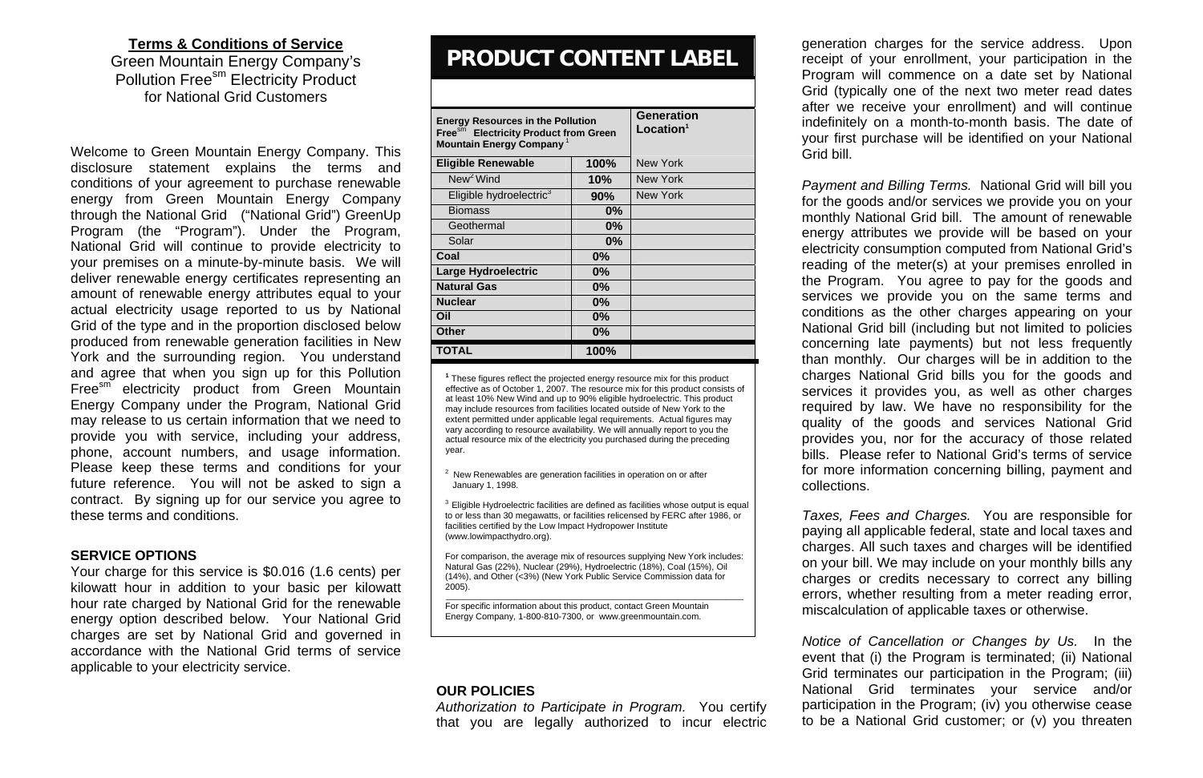## Terms & Conditions of Service

Green Mountain Energy Company's Pollution Free[sm] Electricity Product for National Grid Customers

Welcome to Green Mountain Energy Company. This disclosure statement explains the terms and conditions of your agreement to purchase renewable energy from Green Mountain Energy Company through the National Grid ("National Grid") GreenUp Program (the "Program"). Under the Program, National Grid will continue to provide electricity to your premises on a minute-by-minute basis. We will deliver renewable energy certificates representing an amount of renewable energy attributes equal to your actual electricity usage reported to us by National Grid of the type and in the proportion disclosed below produced from renewable generation facilities in New York and the surrounding region. You understand and agree that when you sign up for this Pollution Free[sm] electricity product from Green Mountain Energy Company under the Program, National Grid may release to us certain information that we need to provide you with service, including your address, phone, account numbers, and usage information. Please keep these terms and conditions for your future reference. You will not be asked to sign a contract. By signing up for our service you agree to these terms and conditions.

### SERVICE OPTIONS

Your charge for this service is $0.016 (1.6 cents) per kilowatt hour in addition to your basic per kilowatt hour rate charged by National Grid for the renewable energy option described below. Your National Grid charges are set by National Grid and governed in accordance with the National Grid terms of service applicable to your electricity service.

## PRODUCT CONTENT LABEL

| Energy Resources in the Pollution Free[sm] Electricity Product from Green Mountain Energy Company[1] | | Generation Location[1] |
|---|---|---|
| **Eligible Renewable** | **100%** | New York |
| New[2] Wind | **10%** | New York |
| Eligible hydroelectric[3] | **90%** | New York |
| Biomass | **0%** | |
| Geothermal | **0%** | |
| Solar | **0%** | |
| **Coal** | **0%** | |
| **Large Hydroelectric** | **0%** | |
| **Natural Gas** | **0%** | |
| **Nuclear** | **0%** | |
| **Oil** | **0%** | |
| **Other** | **0%** | |
| **TOTAL** | **100%** | |

[1] These figures reflect the projected energy resource mix for this product effective as of October 1, 2007. The resource mix for this product consists of at least 10% New Wind and up to 90% eligible hydroelectric. This product may include resources from facilities located outside of New York to the extent permitted under applicable legal requirements. Actual figures may vary according to resource availability. We will annually report to you the actual resource mix of the electricity you purchased during the preceding year.

[2] New Renewables are generation facilities in operation on or after January 1, 1998.

[3] Eligible Hydroelectric facilities are defined as facilities whose output is equal to or less than 30 megawatts, or facilities relicensed by FERC after 1986, or facilities certified by the Low Impact Hydropower Institute (www.lowimpacthydro.org).

For comparison, the average mix of resources supplying New York includes: Natural Gas (22%), Nuclear (29%), Hydroelectric (18%), Coal (15%), Oil (14%), and Other (<3%) (New York Public Service Commission data for 2005).

For specific information about this product, contact Green Mountain Energy Company, 1-800-810-7300, or www.greenmountain.com.

### OUR POLICIES

*Authorization to Participate in Program.* You certify that you are legally authorized to incur electric generation charges for the service address. Upon receipt of your enrollment, your participation in the Program will commence on a date set by National Grid (typically one of the next two meter read dates after we receive your enrollment) and will continue indefinitely on a month-to-month basis. The date of your first purchase will be identified on your National Grid bill.

*Payment and Billing Terms.* National Grid will bill you for the goods and/or services we provide you on your monthly National Grid bill. The amount of renewable energy attributes we provide will be based on your electricity consumption computed from National Grid's reading of the meter(s) at your premises enrolled in the Program. You agree to pay for the goods and services we provide you on the same terms and conditions as the other charges appearing on your National Grid bill (including but not limited to policies concerning late payments) but not less frequently than monthly. Our charges will be in addition to the charges National Grid bills you for the goods and services it provides you, as well as other charges required by law. We have no responsibility for the quality of the goods and services National Grid provides you, nor for the accuracy of those related bills. Please refer to National Grid's terms of service for more information concerning billing, payment and collections.

*Taxes, Fees and Charges.* You are responsible for paying all applicable federal, state and local taxes and charges. All such taxes and charges will be identified on your bill. We may include on your monthly bills any charges or credits necessary to correct any billing errors, whether resulting from a meter reading error, miscalculation of applicable taxes or otherwise.

*Notice of Cancellation or Changes by Us.* In the event that (i) the Program is terminated; (ii) National Grid terminates our participation in the Program; (iii) National Grid terminates your service and/or participation in the Program; (iv) you otherwise cease to be a National Grid customer; or (v) you threaten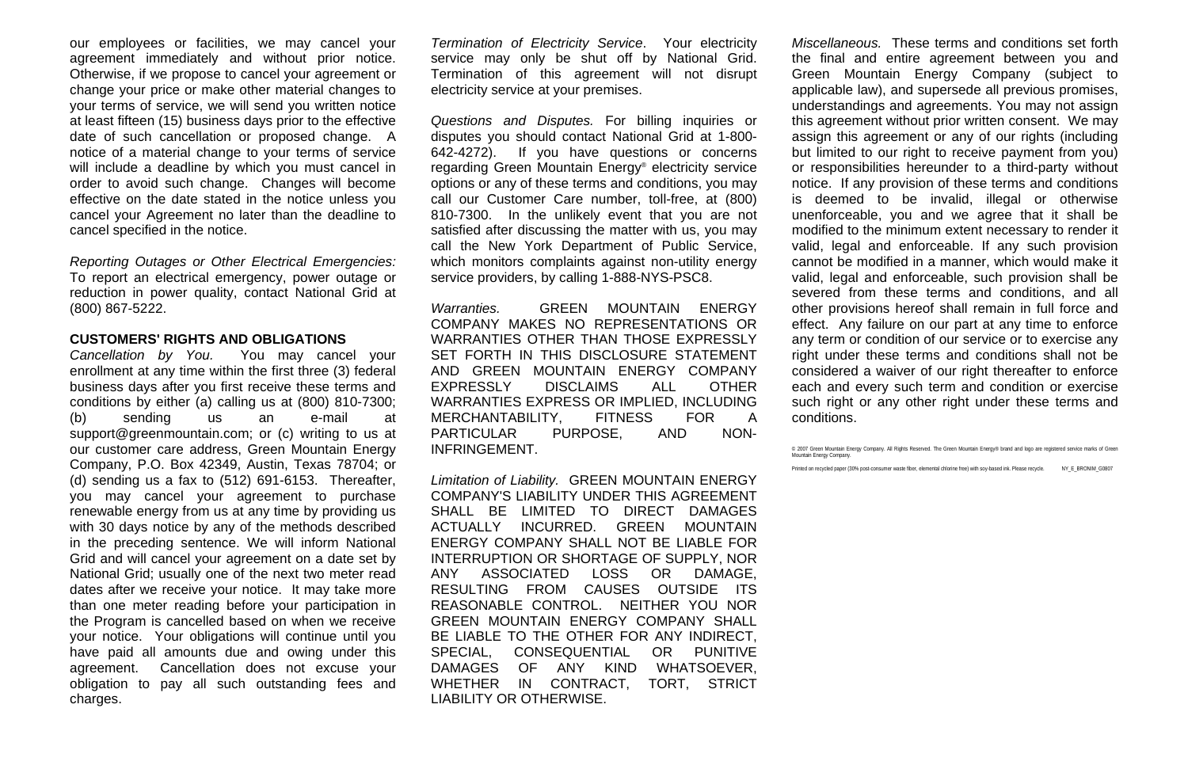our employees or facilities, we may cancel your agreement immediately and without prior notice. Otherwise, if we propose to cancel your agreement or change your price or make other material changes to your terms of service, we will send you written notice at least fifteen (15) business days prior to the effective date of such cancellation or proposed change. A notice of a material change to your terms of service will include a deadline by which you must cancel in order to avoid such change. Changes will become effective on the date stated in the notice unless you cancel your Agreement no later than the deadline to cancel specified in the notice.

*Reporting Outages or Other Electrical Emergencies:* To report an electrical emergency, power outage or reduction in power quality, contact National Grid at (800) 867-5222.

**CUSTOMERS' RIGHTS AND OBLIGATIONS**

*Cancellation by You.* You may cancel your enrollment at any time within the first three (3) federal business days after you first receive these terms and conditions by either (a) calling us at (800) 810-7300; (b) sending us an e-mail at support@greenmountain.com; or (c) writing to us at our customer care address, Green Mountain Energy Company, P.O. Box 42349, Austin, Texas 78704; or (d) sending us a fax to (512) 691-6153. Thereafter, you may cancel your agreement to purchase renewable energy from us at any time by providing us with 30 days notice by any of the methods described in the preceding sentence. We will inform National Grid and will cancel your agreement on a date set by National Grid; usually one of the next two meter read dates after we receive your notice. It may take more than one meter reading before your participation in the Program is cancelled based on when we receive your notice. Your obligations will continue until you have paid all amounts due and owing under this agreement. Cancellation does not excuse your obligation to pay all such outstanding fees and charges.

*Termination of Electricity Service*. Your electricity service may only be shut off by National Grid. Termination of this agreement will not disrupt electricity service at your premises.

*Questions and Disputes.* For billing inquiries or disputes you should contact National Grid at 1-800-642-4272). If you have questions or concerns regarding Green Mountain Energy® electricity service options or any of these terms and conditions, you may call our Customer Care number, toll-free, at (800) 810-7300. In the unlikely event that you are not satisfied after discussing the matter with us, you may call the New York Department of Public Service, which monitors complaints against non-utility energy service providers, by calling 1-888-NYS-PSC8.

*Warranties.* GREEN MOUNTAIN ENERGY COMPANY MAKES NO REPRESENTATIONS OR WARRANTIES OTHER THAN THOSE EXPRESSLY SET FORTH IN THIS DISCLOSURE STATEMENT AND GREEN MOUNTAIN ENERGY COMPANY EXPRESSLY DISCLAIMS ALL OTHER WARRANTIES EXPRESS OR IMPLIED, INCLUDING MERCHANTABILITY, FITNESS FOR A PARTICULAR PURPOSE, AND NON-INFRINGEMENT.

*Limitation of Liability.* GREEN MOUNTAIN ENERGY COMPANY'S LIABILITY UNDER THIS AGREEMENT SHALL BE LIMITED TO DIRECT DAMAGES ACTUALLY INCURRED. GREEN MOUNTAIN ENERGY COMPANY SHALL NOT BE LIABLE FOR INTERRUPTION OR SHORTAGE OF SUPPLY, NOR ANY ASSOCIATED LOSS OR DAMAGE, RESULTING FROM CAUSES OUTSIDE ITS REASONABLE CONTROL. NEITHER YOU NOR GREEN MOUNTAIN ENERGY COMPANY SHALL BE LIABLE TO THE OTHER FOR ANY INDIRECT, SPECIAL, CONSEQUENTIAL OR PUNITIVE DAMAGES OF ANY KIND WHATSOEVER, WHETHER IN CONTRACT, TORT, STRICT LIABILITY OR OTHERWISE.

*Miscellaneous.* These terms and conditions set forth the final and entire agreement between you and Green Mountain Energy Company (subject to applicable law), and supersede all previous promises, understandings and agreements. You may not assign this agreement without prior written consent. We may assign this agreement or any of our rights (including but limited to our right to receive payment from you) or responsibilities hereunder to a third-party without notice. If any provision of these terms and conditions is deemed to be invalid, illegal or otherwise unenforceable, you and we agree that it shall be modified to the minimum extent necessary to render it valid, legal and enforceable. If any such provision cannot be modified in a manner, which would make it valid, legal and enforceable, such provision shall be severed from these terms and conditions, and all other provisions hereof shall remain in full force and effect. Any failure on our part at any time to enforce any term or condition of our service or to exercise any right under these terms and conditions shall not be considered a waiver of our right thereafter to enforce each and every such term and condition or exercise such right or any other right under these terms and conditions.

© 2007 Green Mountain Energy Company. All Rights Reserved. The Green Mountain Energy® brand and logo are registered service marks of Green Mountain Energy Company.

Printed on recycled paper (30% post-consumer waste fiber, elemental chlorine free) with soy-based ink. Please recycle. NY_E_BRONIM_G0807